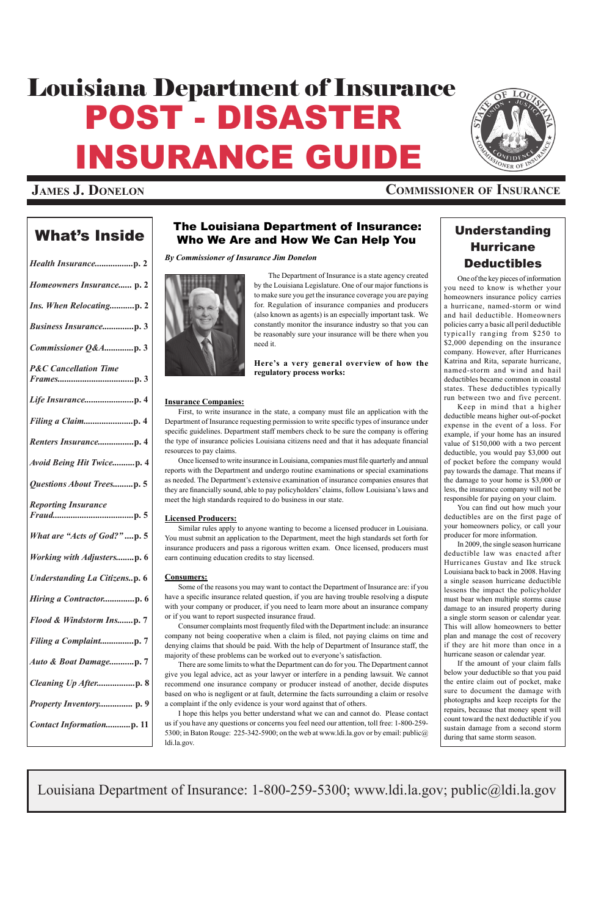# Louisiana Department of Insurance

# POST - DISASTER INSURANCE GUIDE

**JAMES J. DONELON** — **COMMISSIONER OF INSURANCE**

## What's Inside

- *Health Insurance*.................p. 2
- *Homeowners Insurance*...... p. 2
- *Ins. When Relocating*...........p. 2
- *Business Insurance*..............p. 3
- *Commissioner Q&A*.............p. 3
- *P&C Cancellation Time Frames*..................................p. 3
- *Life Insurance*......................p. 4
- *Filing a Claim*......................p. 4
- *Renters Insurance*................p. 4
- *Avoid Being Hit Twice*..........p. 4
- *Questions About Trees*.........p. 5
- *Reporting Insurance Fraud*....................................p. 5
- *What are "Acts of God?"* ....p. 5
- *Working with Adjusters*........p. 6
- *Understanding La Citizens*..p. 6
- *Hiring a Contractor*.............p. 6
- *Flood & Windstorm Ins*.......p. 7
- *Filing a Complaint*...............p. 7
- *Auto & Boat Damage*...........p. 7
- *Cleaning Up After*.................p. 8
- *Property Inventory*.............. p. 9
- *Contact Information*...........p. 11

## The Louisiana Department of Insurance: Who We Are and How We Can Help You

***By Commissioner of Insurance Jim Donelon***

The Department of Insurance is a state agency created by the Louisiana Legislature. One of our major functions is to make sure you get the insurance coverage you are paying for. Regulation of insurance companies and producers (also known as agents) is an especially important task. We constantly monitor the insurance industry so that you can be reasonably sure your insurance will be there when you need it.

**Here's a very general overview of how the regulatory process works:**

**Insurance Companies:**

First, to write insurance in the state, a company must file an application with the Department of Insurance requesting permission to write specific types of insurance under specific guidelines. Department staff members check to be sure the company is offering the type of insurance policies Louisiana citizens need and that it has adequate financial resources to pay claims.

Once licensed to write insurance in Louisiana, companies must file quarterly and annual reports with the Department and undergo routine examinations or special examinations as needed. The Department's extensive examination of insurance companies ensures that they are financially sound, able to pay policyholders' claims, follow Louisiana's laws and meet the high standards required to do business in our state.

**Licensed Producers:**

Similar rules apply to anyone wanting to become a licensed producer in Louisiana. You must submit an application to the Department, meet the high standards set forth for insurance producers and pass a rigorous written exam. Once licensed, producers must earn continuing education credits to stay licensed.

**Consumers:**

Some of the reasons you may want to contact the Department of Insurance are: if you have a specific insurance related question, if you are having trouble resolving a dispute with your company or producer, if you need to learn more about an insurance company or if you want to report suspected insurance fraud.

Consumer complaints most frequently filed with the Department include: an insurance company not being cooperative when a claim is filed, not paying claims on time and denying claims that should be paid. With the help of Department of Insurance staff, the majority of these problems can be worked out to everyone's satisfaction.

There are some limits to what the Department can do for you. The Department cannot give you legal advice, act as your lawyer or interfere in a pending lawsuit. We cannot recommend one insurance company or producer instead of another, decide disputes based on who is negligent or at fault, determine the facts surrounding a claim or resolve a complaint if the only evidence is your word against that of others.

I hope this helps you better understand what we can and cannot do. Please contact us if you have any questions or concerns you feel need our attention, toll free: 1-800-259-5300; in Baton Rouge: 225-342-5900; on the web at www.ldi.la.gov or by email: public@ldi.la.gov.

## Understanding Hurricane Deductibles

One of the key pieces of information you need to know is whether your homeowners insurance policy carries a hurricane, named-storm or wind and hail deductible. Homeowners policies carry a basic all peril deductible typically ranging from $250 to $2,000 depending on the insurance company. However, after Hurricanes Katrina and Rita, separate hurricane, named-storm and wind and hail deductibles became common in coastal states. These deductibles typically run between two and five percent.

Keep in mind that a higher deductible means higher out-of-pocket expense in the event of a loss. For example, if your home has an insured value of $150,000 with a two percent deductible, you would pay $3,000 out of pocket before the company would pay towards the damage. That means if the damage to your home is $3,000 or less, the insurance company will not be responsible for paying on your claim.

You can find out how much your deductibles are on the first page of your homeowners policy, or call your producer for more information.

In 2009, the single season hurricane deductible law was enacted after Hurricanes Gustav and Ike struck Louisiana back to back in 2008. Having a single season hurricane deductible lessens the impact the policyholder must bear when multiple storms cause damage to an insured property during a single storm season or calendar year. This will allow homeowners to better plan and manage the cost of recovery if they are hit more than once in a hurricane season or calendar year.

If the amount of your claim falls below your deductible so that you paid the entire claim out of pocket, make sure to document the damage with photographs and keep receipts for the repairs, because that money spent will count toward the next deductible if you sustain damage from a second storm during that same storm season.

Louisiana Department of Insurance: 1-800-259-5300; www.ldi.la.gov; public@ldi.la.gov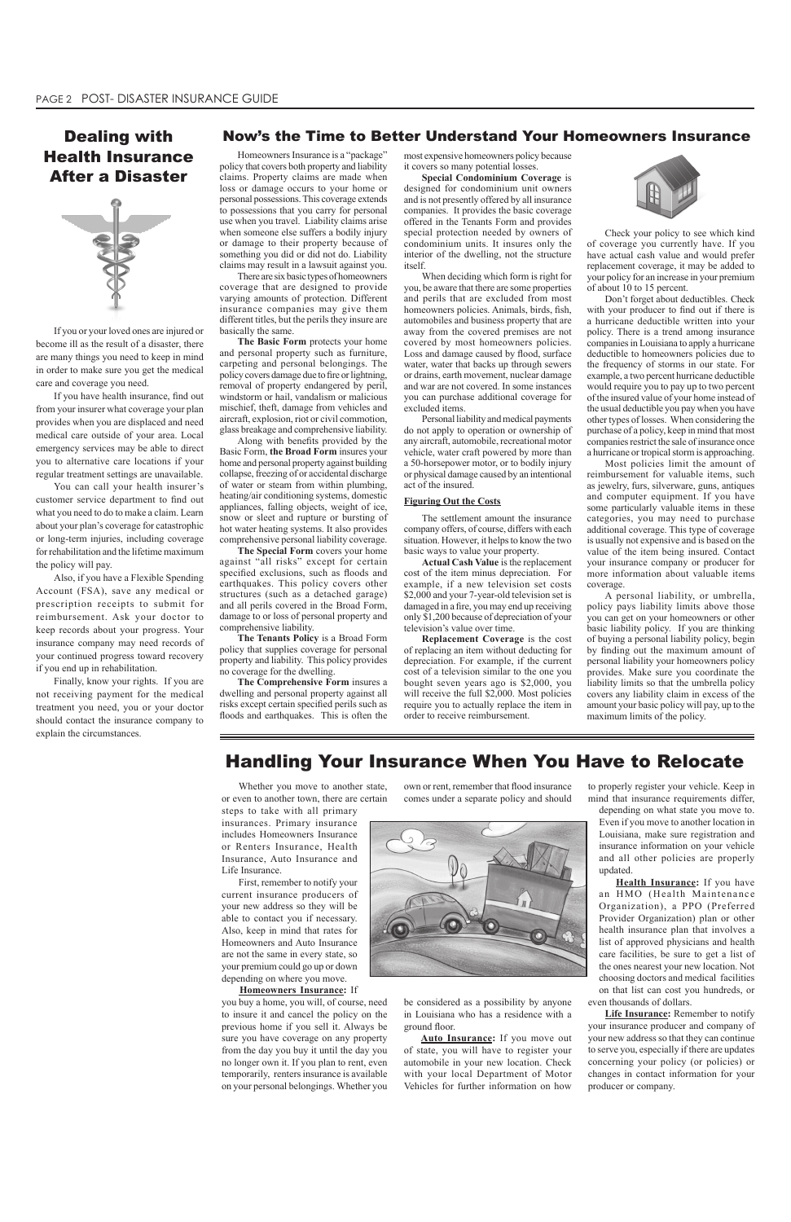## Dealing with Health Insurance After a Disaster

If you or your loved ones are injured or become ill as the result of a disaster, there are many things you need to keep in mind in order to make sure you get the medical care and coverage you need.

If you have health insurance, find out from your insurer what coverage your plan provides when you are displaced and need medical care outside of your area. Local emergency services may be able to direct you to alternative care locations if your regular treatment settings are unavailable.

You can call your health insurer's customer service department to find out what you need to do to make a claim. Learn about your plan's coverage for catastrophic or long-term injuries, including coverage for rehabilitation and the lifetime maximum the policy will pay.

Also, if you have a Flexible Spending Account (FSA), save any medical or prescription receipts to submit for reimbursement. Ask your doctor to keep records about your progress. Your insurance company may need records of your continued progress toward recovery if you end up in rehabilitation.

Finally, know your rights. If you are not receiving payment for the medical treatment you need, you or your doctor should contact the insurance company to explain the circumstances.

## Now's the Time to Better Understand Your Homeowners Insurance

Homeowners Insurance is a "package" policy that covers both property and liability claims. Property claims are made when loss or damage occurs to your home or personal possessions. This coverage extends to possessions that you carry for personal use when you travel. Liability claims arise when someone else suffers a bodily injury or damage to their property because of something you did or did not do. Liability claims may result in a lawsuit against you.

There are six basic types of homeowners coverage that are designed to provide varying amounts of protection. Different insurance companies may give them different titles, but the perils they insure are basically the same.

**The Basic Form** protects your home and personal property such as furniture, carpeting and personal belongings. The policy covers damage due to fire or lightning, removal of property endangered by peril, windstorm or hail, vandalism or malicious mischief, theft, damage from vehicles and aircraft, explosion, riot or civil commotion, glass breakage and comprehensive liability.

Along with benefits provided by the Basic Form, **the Broad Form** insures your home and personal property against building collapse, freezing of or accidental discharge of water or steam from within plumbing, heating/air conditioning systems, domestic appliances, falling objects, weight of ice, snow or sleet and rupture or bursting of hot water heating systems. It also provides comprehensive personal liability coverage.

**The Special Form** covers your home against "all risks" except for certain specified exclusions, such as floods and earthquakes. This policy covers other structures (such as a detached garage) and all perils covered in the Broad Form, damage to or loss of personal property and comprehensive liability.

**The Tenants Policy** is a Broad Form policy that supplies coverage for personal property and liability. This policy provides no coverage for the dwelling.

**The Comprehensive Form** insures a dwelling and personal property against all risks except certain specified perils such as floods and earthquakes. This is often the most expensive homeowners policy because it covers so many potential losses.

**Special Condominium Coverage** is designed for condominium unit owners and is not presently offered by all insurance companies. It provides the basic coverage offered in the Tenants Form and provides special protection needed by owners of condominium units. It insures only the interior of the dwelling, not the structure itself.

When deciding which form is right for you, be aware that there are some properties and perils that are excluded from most homeowners policies. Animals, birds, fish, automobiles and business property that are away from the covered premises are not covered by most homeowners policies. Loss and damage caused by flood, surface water, water that backs up through sewers or drains, earth movement, nuclear damage and war are not covered. In some instances you can purchase additional coverage for excluded items.

Personal liability and medical payments do not apply to operation or ownership of any aircraft, automobile, recreational motor vehicle, water craft powered by more than a 50-horsepower motor, or to bodily injury or physical damage caused by an intentional act of the insured.

### Figuring Out the Costs

The settlement amount the insurance company offers, of course, differs with each situation. However, it helps to know the two basic ways to value your property.

**Actual Cash Value** is the replacement cost of the item minus depreciation. For example, if a new television set costs $2,000 and your 7-year-old television set is damaged in a fire, you may end up receiving only $1,200 because of depreciation of your television's value over time.

**Replacement Coverage** is the cost of replacing an item without deducting for depreciation. For example, if the current cost of a television similar to the one you bought seven years ago is $2,000, you will receive the full $2,000. Most policies require you to actually replace the item in order to receive reimbursement.

Check your policy to see which kind of coverage you currently have. If you have actual cash value and would prefer replacement coverage, it may be added to your policy for an increase in your premium of about 10 to 15 percent.

Don't forget about deductibles. Check with your producer to find out if there is a hurricane deductible written into your policy. There is a trend among insurance companies in Louisiana to apply a hurricane deductible to homeowners policies due to the frequency of storms in our state. For example, a two percent hurricane deductible would require you to pay up to two percent of the insured value of your home instead of the usual deductible you pay when you have other types of losses. When considering the purchase of a policy, keep in mind that most companies restrict the sale of insurance once a hurricane or tropical storm is approaching.

Most policies limit the amount of reimbursement for valuable items, such as jewelry, furs, silverware, guns, antiques and computer equipment. If you have some particularly valuable items in these categories, you may need to purchase additional coverage. This type of coverage is usually not expensive and is based on the value of the item being insured. Contact your insurance company or producer for more information about valuable items coverage.

A personal liability, or umbrella, policy pays liability limits above those you can get on your homeowners or other basic liability policy. If you are thinking of buying a personal liability policy, begin by finding out the maximum amount of personal liability your homeowners policy provides. Make sure you coordinate the liability limits so that the umbrella policy covers any liability claim in excess of the amount your basic policy will pay, up to the maximum limits of the policy.

## Handling Your Insurance When You Have to Relocate

Whether you move to another state, or even to another town, there are certain steps to take with all primary insurances. Primary insurance includes Homeowners Insurance or Renters Insurance, Health Insurance, Auto Insurance and Life Insurance.

First, remember to notify your current insurance producers of your new address so they will be able to contact you if necessary. Also, keep in mind that rates for Homeowners and Auto Insurance are not the same in every state, so your premium could go up or down depending on where you move.

**Homeowners Insurance:** If you buy a home, you will, of course, need to insure it and cancel the policy on the previous home if you sell it. Always be sure you have coverage on any property from the day you buy it until the day you no longer own it. If you plan to rent, even temporarily, renters insurance is available on your personal belongings. Whether you own or rent, remember that flood insurance comes under a separate policy and should be considered as a possibility by anyone in Louisiana who has a residence with a ground floor.

**Auto Insurance:** If you move out of state, you will have to register your automobile in your new location. Check with your local Department of Motor Vehicles for further information on how to properly register your vehicle. Keep in mind that insurance requirements differ, depending on what state you move to. Even if you move to another location in Louisiana, make sure your registration and insurance information on your vehicle and all other policies are properly updated.

**Health Insurance:** If you have an HMO (Health Maintenance Organization), a PPO (Preferred Provider Organization) plan or other health insurance plan that involves a list of approved physicians and health care facilities, be sure to get a list of the ones nearest your new location. Not choosing doctors and medical facilities on that list can cost you hundreds, or even thousands of dollars.

**Life Insurance:** Remember to notify your insurance producer and company of your new address so that they can continue to serve you, especially if there are updates concerning your policy (or policies) or changes in contact information for your producer or company.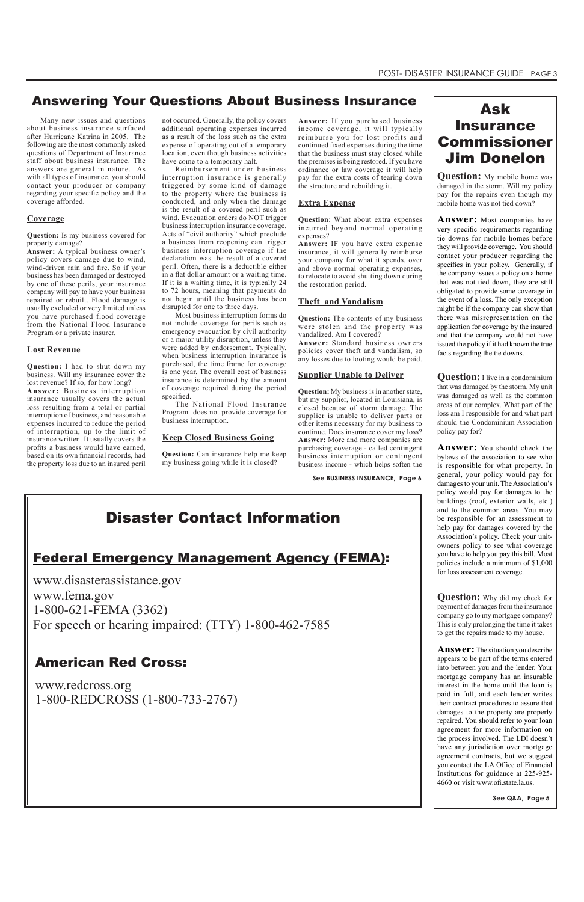## Answering Your Questions About Business Insurance

Many new issues and questions about business insurance surfaced after Hurricane Katrina in 2005. The following are the most commonly asked questions of Department of Insurance staff about business insurance. The answers are general in nature. As with all types of insurance, you should contact your producer or company regarding your specific policy and the coverage afforded.

### Coverage

**Question:** Is my business covered for property damage?

**Answer:** A typical business owner's policy covers damage due to wind, wind-driven rain and fire. So if your business has been damaged or destroyed by one of these perils, your insurance company will pay to have your business repaired or rebuilt. Flood damage is usually excluded or very limited unless you have purchased flood coverage from the National Flood Insurance Program or a private insurer.

### Lost Revenue

**Question:** I had to shut down my business. Will my insurance cover the lost revenue? If so, for how long?

**Answer:** Business interruption insurance usually covers the actual loss resulting from a total or partial interruption of business, and reasonable expenses incurred to reduce the period of interruption, up to the limit of insurance written. It usually covers the profits a business would have earned, based on its own financial records, had the property loss due to an insured peril not occurred. Generally, the policy covers additional operating expenses incurred as a result of the loss such as the extra expense of operating out of a temporary location, even though business activities have come to a temporary halt.

Reimbursement under business interruption insurance is generally triggered by some kind of damage to the property where the business is conducted, and only when the damage is the result of a covered peril such as wind. Evacuation orders do NOT trigger business interruption insurance coverage. Acts of "civil authority" which preclude a business from reopening can trigger business interruption coverage if the declaration was the result of a covered peril. Often, there is a deductible either in a flat dollar amount or a waiting time. If it is a waiting time, it is typically 24 to 72 hours, meaning that payments do not begin until the business has been disrupted for one to three days.

Most business interruption forms do not include coverage for perils such as emergency evacuation by civil authority or a major utility disruption, unless they were added by endorsement. Typically, when business interruption insurance is purchased, the time frame for coverage is one year. The overall cost of business insurance is determined by the amount of coverage required during the period specified.

The National Flood Insurance Program does not provide coverage for business interruption.

### Keep Closed Business Going

**Question:** Can insurance help me keep my business going while it is closed?

**Answer:** If you purchased business income coverage, it will typically reimburse you for lost profits and continued fixed expenses during the time that the business must stay closed while the premises is being restored. If you have ordinance or law coverage it will help pay for the extra costs of tearing down the structure and rebuilding it.

### Extra Expense

**Question**: What about extra expenses incurred beyond normal operating expenses?

**Answer:** IF you have extra expense insurance, it will generally reimburse your company for what it spends, over and above normal operating expenses, to relocate to avoid shutting down during the restoration period.

### Theft and Vandalism

**Question:** The contents of my business were stolen and the property was vandalized. Am I covered?

**Answer:** Standard business owners policies cover theft and vandalism, so any losses due to looting would be paid.

### Supplier Unable to Deliver

**Question:** My business is in another state, but my supplier, located in Louisiana, is closed because of storm damage. The supplier is unable to deliver parts or other items necessary for my business to continue. Does insurance cover my loss?

**Answer:** More and more companies are purchasing coverage - called contingent business interruption or contingent business income - which helps soften the

**See BUSINESS INSURANCE, Page 6**

## Ask Insurance Commissioner Jim Donelon

**Question:** My mobile home was damaged in the storm. Will my policy pay for the repairs even though my mobile home was not tied down?

**Answer:** Most companies have very specific requirements regarding tie downs for mobile homes before they will provide coverage. You should contact your producer regarding the specifics in your policy. Generally, if the company issues a policy on a home that was not tied down, they are still obligated to provide some coverage in the event of a loss. The only exception might be if the company can show that there was misrepresentation on the application for coverage by the insured and that the company would not have issued the policy if it had known the true facts regarding the tie downs.

**Question:** I live in a condominium that was damaged by the storm. My unit was damaged as well as the common areas of our complex. What part of the loss am I responsible for and what part should the Condominium Association policy pay for?

**Answer:** You should check the bylaws of the association to see who is responsible for what property. In general, your policy would pay for damages to your unit. The Association's policy would pay for damages to the buildings (roof, exterior walls, etc.) and to the common areas. You may be responsible for an assessment to help pay for damages covered by the Association's policy. Check your unit-owners policy to see what coverage you have to help you pay this bill. Most policies include a minimum of $1,000 for loss assessment coverage.

**Question:** Why did my check for payment of damages from the insurance company go to my mortgage company? This is only prolonging the time it takes to get the repairs made to my house.

**Answer:** The situation you describe appears to be part of the terms entered into between you and the lender. Your mortgage company has an insurable interest in the home until the loan is paid in full, and each lender writes their contract procedures to assure that damages to the property are properly repaired. You should refer to your loan agreement for more information on the process involved. The LDI doesn't have any jurisdiction over mortgage agreement contracts, but we suggest you contact the LA Office of Financial Institutions for guidance at 225-925-4660 or visit www.ofi.state.la.us.

**See Q&A, Page 5**

## Disaster Contact Information

### Federal Emergency Management Agency (FEMA):

www.disasterassistance.gov
www.fema.gov
1-800-621-FEMA (3362)
For speech or hearing impaired: (TTY) 1-800-462-7585

### American Red Cross:

www.redcross.org
1-800-REDCROSS (1-800-733-2767)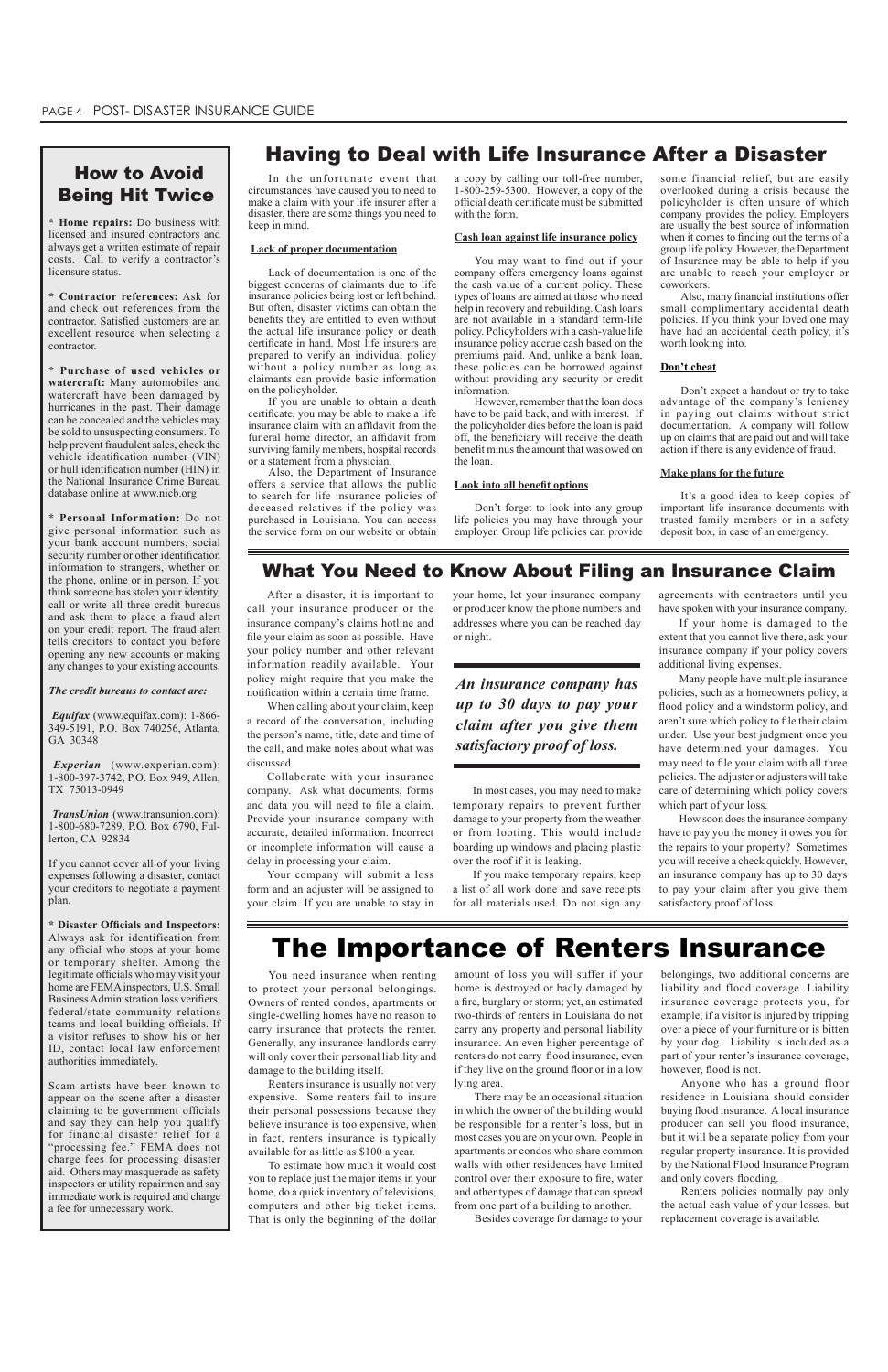## How to Avoid Being Hit Twice

**\* Home repairs:** Do business with licensed and insured contractors and always get a written estimate of repair costs. Call to verify a contractor's licensure status.

**\* Contractor references:** Ask for and check out references from the contractor. Satisfied customers are an excellent resource when selecting a contractor.

**\* Purchase of used vehicles or watercraft:** Many automobiles and watercraft have been damaged by hurricanes in the past. Their damage can be concealed and the vehicles may be sold to unsuspecting consumers. To help prevent fraudulent sales, check the vehicle identification number (VIN) or hull identification number (HIN) in the National Insurance Crime Bureau database online at www.nicb.org

**\* Personal Information:** Do not give personal information such as your bank account numbers, social security number or other identification information to strangers, whether on the phone, online or in person. If you think someone has stolen your identity, call or write all three credit bureaus and ask them to place a fraud alert on your credit report. The fraud alert tells creditors to contact you before opening any new accounts or making any changes to your existing accounts.

***The credit bureaus to contact are:***

***Equifax*** (www.equifax.com): 1-866-349-5191, P.O. Box 740256, Atlanta, GA 30348

***Experian*** (www.experian.com): 1-800-397-3742, P.O. Box 949, Allen, TX 75013-0949

***TransUnion*** (www.transunion.com): 1-800-680-7289, P.O. Box 6790, Fullerton, CA 92834

If you cannot cover all of your living expenses following a disaster, contact your creditors to negotiate a payment plan.

**\* Disaster Officials and Inspectors:** Always ask for identification from any official who stops at your home or temporary shelter. Among the legitimate officials who may visit your home are FEMA inspectors, U.S. Small Business Administration loss verifiers, federal/state community relations teams and local building officials. If a visitor refuses to show his or her ID, contact local law enforcement authorities immediately.

Scam artists have been known to appear on the scene after a disaster claiming to be government officials and say they can help you qualify for financial disaster relief for a "processing fee." FEMA does not charge fees for processing disaster aid. Others may masquerade as safety inspectors or utility repairmen and say immediate work is required and charge a fee for unnecessary work.

## Having to Deal with Life Insurance After a Disaster

In the unfortunate event that circumstances have caused you to need to make a claim with your life insurer after a disaster, there are some things you need to keep in mind.

**Lack of proper documentation**

Lack of documentation is one of the biggest concerns of claimants due to life insurance policies being lost or left behind. But often, disaster victims can obtain the benefits they are entitled to even without the actual life insurance policy or death certificate in hand. Most life insurers are prepared to verify an individual policy without a policy number as long as claimants can provide basic information on the policyholder.

If you are unable to obtain a death certificate, you may be able to make a life insurance claim with an affidavit from the funeral home director, an affidavit from surviving family members, hospital records or a statement from a physician.

Also, the Department of Insurance offers a service that allows the public to search for life insurance policies of deceased relatives if the policy was purchased in Louisiana. You can access the service form on our website or obtain a copy by calling our toll-free number, 1-800-259-5300. However, a copy of the official death certificate must be submitted with the form.

**Cash loan against life insurance policy**

You may want to find out if your company offers emergency loans against the cash value of a current policy. These types of loans are aimed at those who need help in recovery and rebuilding. Cash loans are not available in a standard term-life policy. Policyholders with a cash-value life insurance policy accrue cash based on the premiums paid. And, unlike a bank loan, these policies can be borrowed against without providing any security or credit information.

However, remember that the loan does have to be paid back, and with interest. If the policyholder dies before the loan is paid off, the beneficiary will receive the death benefit minus the amount that was owed on the loan.

**Look into all benefit options**

Don't forget to look into any group life policies you may have through your employer. Group life policies can provide some financial relief, but are easily overlooked during a crisis because the policyholder is often unsure of which company provides the policy. Employers are usually the best source of information when it comes to finding out the terms of a group life policy. However, the Department of Insurance may be able to help if you are unable to reach your employer or coworkers.

Also, many financial institutions offer small complimentary accidental death policies. If you think your loved one may have had an accidental death policy, it's worth looking into.

**Don't cheat**

Don't expect a handout or try to take advantage of the company's leniency in paying out claims without strict documentation. A company will follow up on claims that are paid out and will take action if there is any evidence of fraud.

**Make plans for the future**

It's a good idea to keep copies of important life insurance documents with trusted family members or in a safety deposit box, in case of an emergency.

## What You Need to Know About Filing an Insurance Claim

After a disaster, it is important to call your insurance producer or the insurance company's claims hotline and file your claim as soon as possible. Have your policy number and other relevant information readily available. Your policy might require that you make the notification within a certain time frame.

When calling about your claim, keep a record of the conversation, including the person's name, title, date and time of the call, and make notes about what was discussed.

Collaborate with your insurance company. Ask what documents, forms and data you will need to file a claim. Provide your insurance company with accurate, detailed information. Incorrect or incomplete information will cause a delay in processing your claim.

Your company will submit a loss form and an adjuster will be assigned to your claim. If you are unable to stay in your home, let your insurance company or producer know the phone numbers and addresses where you can be reached day or night.

***An insurance company has up to 30 days to pay your claim after you give them satisfactory proof of loss.***

In most cases, you may need to make temporary repairs to prevent further damage to your property from the weather or from looting. This would include boarding up windows and placing plastic over the roof if it is leaking.

If you make temporary repairs, keep a list of all work done and save receipts for all materials used. Do not sign any agreements with contractors until you have spoken with your insurance company.

If your home is damaged to the extent that you cannot live there, ask your insurance company if your policy covers additional living expenses.

Many people have multiple insurance policies, such as a homeowners policy, a flood policy and a windstorm policy, and aren't sure which policy to file their claim under. Use your best judgment once you have determined your damages. You may need to file your claim with all three policies. The adjuster or adjusters will take care of determining which policy covers which part of your loss.

How soon does the insurance company have to pay you the money it owes you for the repairs to your property? Sometimes you will receive a check quickly. However, an insurance company has up to 30 days to pay your claim after you give them satisfactory proof of loss.

# The Importance of Renters Insurance

You need insurance when renting to protect your personal belongings. Owners of rented condos, apartments or single-dwelling homes have no reason to carry insurance that protects the renter. Generally, any insurance landlords carry will only cover their personal liability and damage to the building itself.

Renters insurance is usually not very expensive. Some renters fail to insure their personal possessions because they believe insurance is too expensive, when in fact, renters insurance is typically available for as little as $100 a year.

To estimate how much it would cost you to replace just the major items in your home, do a quick inventory of televisions, computers and other big ticket items. That is only the beginning of the dollar amount of loss you will suffer if your home is destroyed or badly damaged by a fire, burglary or storm; yet, an estimated two-thirds of renters in Louisiana do not carry any property and personal liability insurance. An even higher percentage of renters do not carry flood insurance, even if they live on the ground floor or in a low lying area.

There may be an occasional situation in which the owner of the building would be responsible for a renter's loss, but in most cases you are on your own. People in apartments or condos who share common walls with other residences have limited control over their exposure to fire, water and other types of damage that can spread from one part of a building to another.

Besides coverage for damage to your belongings, two additional concerns are liability and flood coverage. Liability insurance coverage protects you, for example, if a visitor is injured by tripping over a piece of your furniture or is bitten by your dog. Liability is included as a part of your renter's insurance coverage, however, flood is not.

Anyone who has a ground floor residence in Louisiana should consider buying flood insurance. A local insurance producer can sell you flood insurance, but it will be a separate policy from your regular property insurance. It is provided by the National Flood Insurance Program and only covers flooding.

Renters policies normally pay only the actual cash value of your losses, but replacement coverage is available.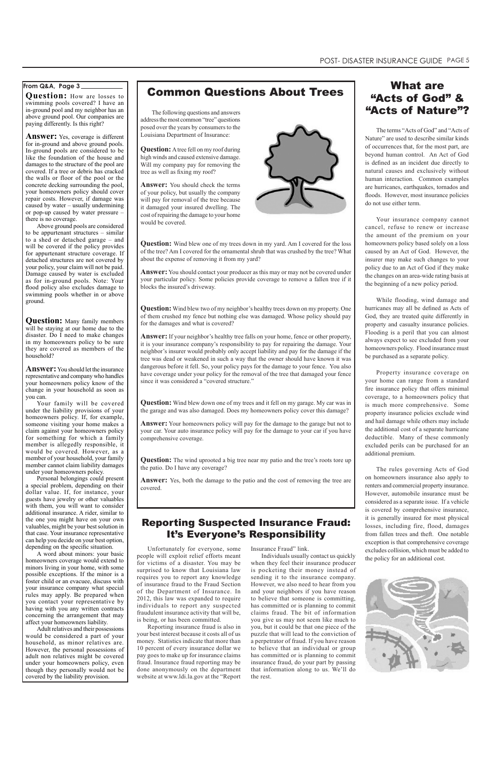**From Q&A, Page 3**

**Question:** How are losses to swimming pools covered? I have an in-ground pool and my neighbor has an above ground pool. Our companies are paying differently. Is this right?

**Answer:** Yes, coverage is different for in-ground and above ground pools. In-ground pools are considered to be like the foundation of the house and damages to the structure of the pool are covered. If a tree or debris has cracked the walls or floor of the pool or the concrete decking surrounding the pool, your homeowners policy should cover repair costs. However, if damage was caused by water – usually undermining or pop-up caused by water pressure – there is no coverage.

Above ground pools are considered to be appurtenant structures – similar to a shed or detached garage – and will be covered if the policy provides for appurtenant structure coverage. If detached structures are not covered by your policy, your claim will not be paid. Damage caused by water is excluded as for in-ground pools. Note: Your flood policy also excludes damage to swimming pools whether in or above ground.

**Question:** Many family members will be staying at our home due to the disaster. Do I need to make changes in my homeowners policy to be sure they are covered as members of the household?

**Answer:** You should let the insurance representative and company who handles your homeowners policy know of the change in your household as soon as you can.

Your family will be covered under the liability provisions of your homeowners policy. If, for example, someone visiting your home makes a claim against your homeowners policy for something for which a family member is allegedly responsible, it would be covered. However, as a member of your household, your family member cannot claim liability damages under your homeowners policy.

Personal belongings could present a special problem, depending on their dollar value. If, for instance, your guests have jewelry or other valuables with them, you will want to consider additional insurance. A rider, similar to the one you might have on your own valuables, might be your best solution in that case. Your insurance representative can help you decide on your best option, depending on the specific situation.

A word about minors: your basic homeowners coverage would extend to minors living in your home, with some possible exceptions. If the minor is a foster child or an evacuee, discuss with your insurance company what special rules may apply. Be prepared when you contact your representative by having with you any written contracts concerning the arrangement that may affect your homeowners liability.

Adult relatives and their possessions would be considered a part of your household, as minor relatives are. However, the personal possessions of adult non relatives might be covered under your homeowners policy, even though they personally would not be covered by the liability provision.

# Common Questions About Trees

The following questions and answers address the most common "tree" questions posed over the years by consumers to the Louisiana Department of Insurance:

**Question:** A tree fell on my roof during high winds and caused extensive damage. Will my company pay for removing the tree as well as fixing my roof?

**Answer:** You should check the terms of your policy, but usually the company will pay for removal of the tree because it damaged your insured dwelling. The cost of repairing the damage to your home would be covered.

**Question:** Wind blew one of my trees down in my yard. Am I covered for the loss of the tree? Am I covered for the ornamental shrub that was crushed by the tree? What about the expense of removing it from my yard?

**Answer:** You should contact your producer as this may or may not be covered under your particular policy. Some policies provide coverage to remove a fallen tree if it blocks the insured's driveway.

**Question:** Wind blew two of my neighbor's healthy trees down on my property. One of them crushed my fence but nothing else was damaged. Whose policy should pay for the damages and what is covered?

**Answer:** If your neighbor's healthy tree falls on your home, fence or other property, it is your insurance company's responsibility to pay for repairing the damage. Your neighbor's insurer would probably only accept liability and pay for the damage if the tree was dead or weakened in such a way that the owner should have known it was dangerous before it fell. So, your policy pays for the damage to your fence. You also have coverage under your policy for the removal of the tree that damaged your fence since it was considered a "covered structure."

**Question:** Wind blew down one of my trees and it fell on my garage. My car was in the garage and was also damaged. Does my homeowners policy cover this damage?

**Answer:** Your homeowners policy will pay for the damage to the garage but not to your car. Your auto insurance policy will pay for the damage to your car if you have comprehensive coverage.

**Question:** The wind uprooted a big tree near my patio and the tree's roots tore up the patio. Do I have any coverage?

**Answer:** Yes, both the damage to the patio and the cost of removing the tree are covered.

# Reporting Suspected Insurance Fraud: It's Everyone's Responsibility

Unfortunately for everyone, some people will exploit relief efforts meant for victims of a disaster. You may be surprised to know that Louisiana law requires you to report any knowledge of insurance fraud to the Fraud Section of the Department of Insurance. In 2012, this law was expanded to require individuals to report any suspected fraudulent insurance activity that will be, is being, or has been committed.

Reporting insurance fraud is also in your best interest because it costs all of us money. Statistics indicate that more than 10 percent of every insurance dollar we pay goes to make up for insurance claims fraud. Insurance fraud reporting may be done anonymously on the department website at www.ldi.la.gov at the "Report Insurance Fraud" link.

Individuals usually contact us quickly when they feel their insurance producer is pocketing their money instead of sending it to the insurance company. However, we also need to hear from you and your neighbors if you have reason to believe that someone is committing, has committed or is planning to commit claims fraud. The bit of information you give us may not seem like much to you, but it could be that one piece of the puzzle that will lead to the conviction of a perpetrator of fraud. If you have reason to believe that an individual or group has committed or is planning to commit insurance fraud, do your part by passing that information along to us. We'll do the rest.

# What are "Acts of God" & "Acts of Nature"?

The terms "Acts of God" and "Acts of Nature" are used to describe similar kinds of occurrences that, for the most part, are beyond human control. An Act of God is defined as an incident due directly to natural causes and exclusively without human interaction. Common examples are hurricanes, earthquakes, tornados and floods. However, most insurance policies do not use either term.

Your insurance company cannot cancel, refuse to renew or increase the amount of the premium on your homeowners policy based solely on a loss caused by an Act of God. However, the insurer may make such changes to your policy due to an Act of God if they make the changes on an area-wide rating basis at the beginning of a new policy period.

While flooding, wind damage and hurricanes may all be defined as Acts of God, they are treated quite differently in property and casualty insurance policies. Flooding is a peril that you can almost always expect to see excluded from your homeowners policy. Flood insurance must be purchased as a separate policy.

Property insurance coverage on your home can range from a standard fire insurance policy that offers minimal coverage, to a homeowners policy that is much more comprehensive. Some property insurance policies exclude wind and hail damage while others may include the additional cost of a separate hurricane deductible. Many of these commonly excluded perils can be purchased for an additional premium.

The rules governing Acts of God on homeowners insurance also apply to renters and commercial property insurance. However, automobile insurance must be considered as a separate issue. If a vehicle is covered by comprehensive insurance, it is generally insured for most physical losses, including fire, flood, damages from fallen trees and theft. One notable exception is that comprehensive coverage excludes collision, which must be added to the policy for an additional cost.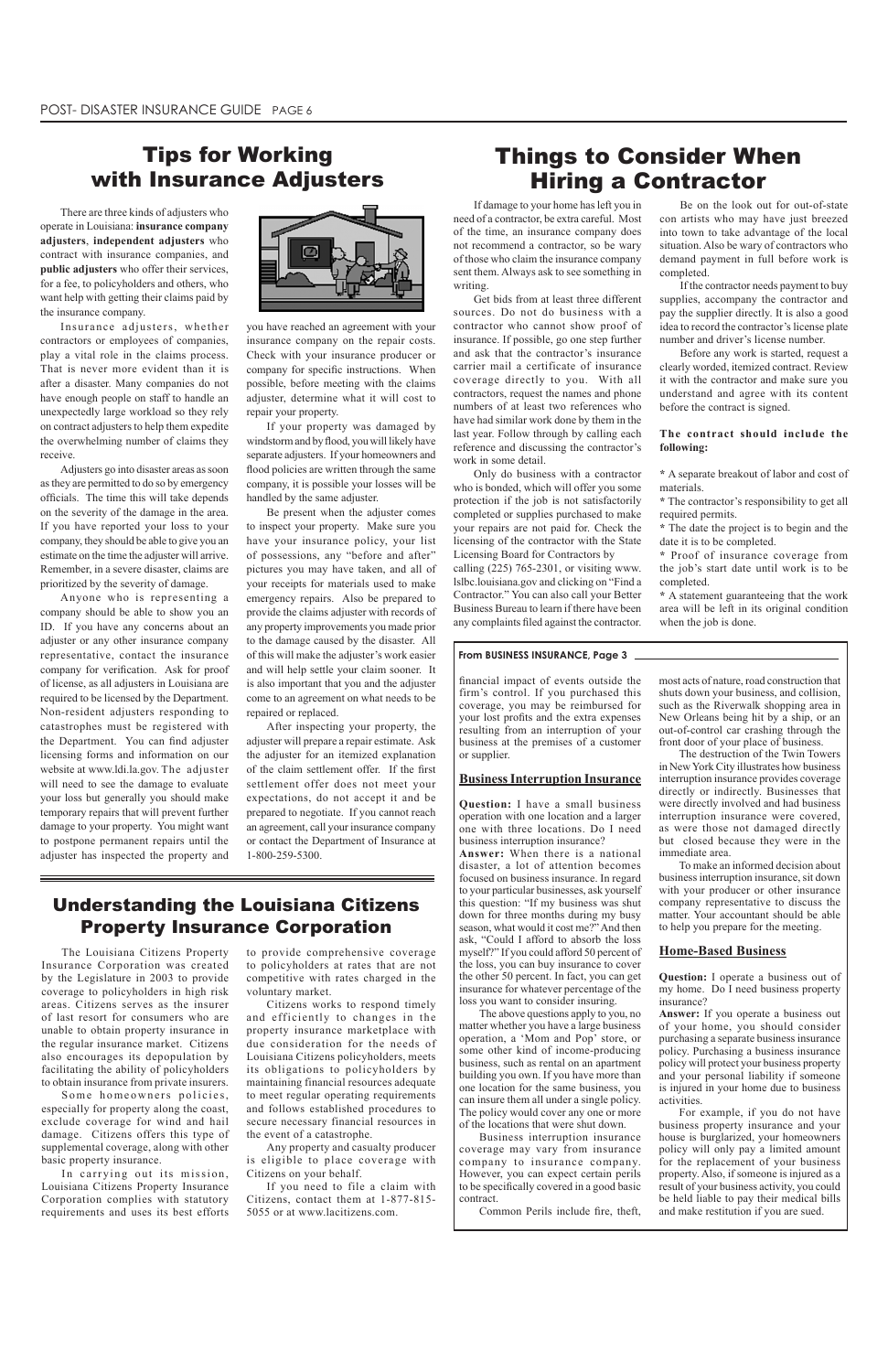## Tips for Working with Insurance Adjusters

There are three kinds of adjusters who operate in Louisiana: **insurance company adjusters**, **independent adjusters** who contract with insurance companies, and **public adjusters** who offer their services, for a fee, to policyholders and others, who want help with getting their claims paid by the insurance company.

Insurance adjusters, whether contractors or employees of companies, play a vital role in the claims process. That is never more evident than it is after a disaster. Many companies do not have enough people on staff to handle an unexpectedly large workload so they rely on contract adjusters to help them expedite the overwhelming number of claims they receive.

Adjusters go into disaster areas as soon as they are permitted to do so by emergency officials. The time this will take depends on the severity of the damage in the area. If you have reported your loss to your company, they should be able to give you an estimate on the time the adjuster will arrive. Remember, in a severe disaster, claims are prioritized by the severity of damage.

Anyone who is representing a company should be able to show you an ID. If you have any concerns about an adjuster or any other insurance company representative, contact the insurance company for verification. Ask for proof of license, as all adjusters in Louisiana are required to be licensed by the Department. Non-resident adjusters responding to catastrophes must be registered with the Department. You can find adjuster licensing forms and information on our website at www.ldi.la.gov. The adjuster will need to see the damage to evaluate your loss but generally you should make temporary repairs that will prevent further damage to your property. You might want to postpone permanent repairs until the adjuster has inspected the property and you have reached an agreement with your insurance company on the repair costs. Check with your insurance producer or company for specific instructions. When possible, before meeting with the claims adjuster, determine what it will cost to repair your property.

If your property was damaged by windstorm and by flood, you will likely have separate adjusters. If your homeowners and flood policies are written through the same company, it is possible your losses will be handled by the same adjuster.

Be present when the adjuster comes to inspect your property. Make sure you have your insurance policy, your list of possessions, any "before and after" pictures you may have taken, and all of your receipts for materials used to make emergency repairs. Also be prepared to provide the claims adjuster with records of any property improvements you made prior to the damage caused by the disaster. All of this will make the adjuster's work easier and will help settle your claim sooner. It is also important that you and the adjuster come to an agreement on what needs to be repaired or replaced.

After inspecting your property, the adjuster will prepare a repair estimate. Ask the adjuster for an itemized explanation of the claim settlement offer. If the first settlement offer does not meet your expectations, do not accept it and be prepared to negotiate. If you cannot reach an agreement, call your insurance company or contact the Department of Insurance at 1-800-259-5300.

## Things to Consider When Hiring a Contractor

If damage to your home has left you in need of a contractor, be extra careful. Most of the time, an insurance company does not recommend a contractor, so be wary of those who claim the insurance company sent them. Always ask to see something in writing.

Get bids from at least three different sources. Do not do business with a contractor who cannot show proof of insurance. If possible, go one step further and ask that the contractor's insurance carrier mail a certificate of insurance coverage directly to you. With all contractors, request the names and phone numbers of at least two references who have had similar work done by them in the last year. Follow through by calling each reference and discussing the contractor's work in some detail.

Only do business with a contractor who is bonded, which will offer you some protection if the job is not satisfactorily completed or supplies purchased to make your repairs are not paid for. Check the licensing of the contractor with the State Licensing Board for Contractors by calling (225) 765-2301, or visiting www.lslbc.louisiana.gov and clicking on "Find a Contractor." You can also call your Better Business Bureau to learn if there have been any complaints filed against the contractor.

Be on the look out for out-of-state con artists who may have just breezed into town to take advantage of the local situation. Also be wary of contractors who demand payment in full before work is completed.

If the contractor needs payment to buy supplies, accompany the contractor and pay the supplier directly. It is also a good idea to record the contractor's license plate number and driver's license number.

Before any work is started, request a clearly worded, itemized contract. Review it with the contractor and make sure you understand and agree with its content before the contract is signed.

**The contract should include the following:**

* A separate breakout of labor and cost of materials.
* The contractor's responsibility to get all required permits.
* The date the project is to begin and the date it is to be completed.
* Proof of insurance coverage from the job's start date until work is to be completed.
* A statement guaranteeing that the work area will be left in its original condition when the job is done.

## Understanding the Louisiana Citizens Property Insurance Corporation

The Louisiana Citizens Property Insurance Corporation was created by the Legislature in 2003 to provide coverage to policyholders in high risk areas. Citizens serves as the insurer of last resort for consumers who are unable to obtain property insurance in the regular insurance market. Citizens also encourages its depopulation by facilitating the ability of policyholders to obtain insurance from private insurers.

Some homeowners policies, especially for property along the coast, exclude coverage for wind and hail damage. Citizens offers this type of supplemental coverage, along with other basic property insurance.

In carrying out its mission, Louisiana Citizens Property Insurance Corporation complies with statutory requirements and uses its best efforts to provide comprehensive coverage to policyholders at rates that are not competitive with rates charged in the voluntary market.

Citizens works to respond timely and efficiently to changes in the property insurance marketplace with due consideration for the needs of Louisiana Citizens policyholders, meets its obligations to policyholders by maintaining financial resources adequate to meet regular operating requirements and follows established procedures to secure necessary financial resources in the event of a catastrophe.

Any property and casualty producer is eligible to place coverage with Citizens on your behalf.

If you need to file a claim with Citizens, contact them at 1-877-815-5055 or at www.lacitizens.com.

**From BUSINESS INSURANCE, Page 3**

financial impact of events outside the firm's control. If you purchased this coverage, you may be reimbursed for your lost profits and the extra expenses resulting from an interruption of your business at the premises of a customer or supplier.

### Business Interruption Insurance

**Question:** I have a small business operation with one location and a larger one with three locations. Do I need business interruption insurance?

**Answer:** When there is a national disaster, a lot of attention becomes focused on business insurance. In regard to your particular businesses, ask yourself this question: "If my business was shut down for three months during my busy season, what would it cost me?" And then ask, "Could I afford to absorb the loss myself?" If you could afford 50 percent of the loss, you can buy insurance to cover the other 50 percent. In fact, you can get insurance for whatever percentage of the loss you want to consider insuring.

The above questions apply to you, no matter whether you have a large business operation, a 'Mom and Pop' store, or some other kind of income-producing business, such as rental on an apartment building you own. If you have more than one location for the same business, you can insure them all under a single policy. The policy would cover any one or more of the locations that were shut down.

Business interruption insurance coverage may vary from insurance company to insurance company. However, you can expect certain perils to be specifically covered in a good basic contract.

Common Perils include fire, theft, most acts of nature, road construction that shuts down your business, and collision, such as the Riverwalk shopping area in New Orleans being hit by a ship, or an out-of-control car crashing through the front door of your place of business.

The destruction of the Twin Towers in New York City illustrates how business interruption insurance provides coverage directly or indirectly. Businesses that were directly involved and had business interruption insurance were covered, as were those not damaged directly but closed because they were in the immediate area.

To make an informed decision about business interruption insurance, sit down with your producer or other insurance company representative to discuss the matter. Your accountant should be able to help you prepare for the meeting.

### Home-Based Business

**Question:** I operate a business out of my home. Do I need business property insurance?

**Answer:** If you operate a business out of your home, you should consider purchasing a separate business insurance policy. Purchasing a business insurance policy will protect your business property and your personal liability if someone is injured in your home due to business activities.

For example, if you do not have business property insurance and your house is burglarized, your homeowners policy will only pay a limited amount for the replacement of your business property. Also, if someone is injured as a result of your business activity, you could be held liable to pay their medical bills and make restitution if you are sued.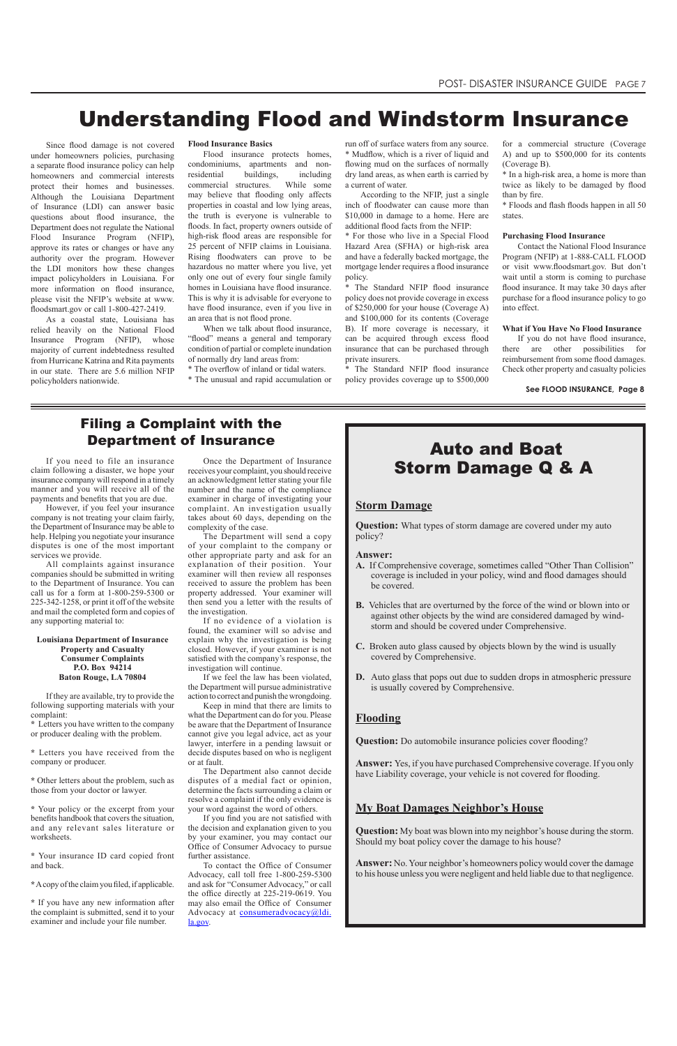# Understanding Flood and Windstorm Insurance

Since flood damage is not covered under homeowners policies, purchasing a separate flood insurance policy can help homeowners and commercial interests protect their homes and businesses. Although the Louisiana Department of Insurance (LDI) can answer basic questions about flood insurance, the Department does not regulate the National Flood Insurance Program (NFIP), approve its rates or changes or have any authority over the program. However the LDI monitors how these changes impact policyholders in Louisiana. For more information on flood insurance, please visit the NFIP's website at www.floodsmart.gov or call 1-800-427-2419.

As a coastal state, Louisiana has relied heavily on the National Flood Insurance Program (NFIP), whose majority of current indebtedness resulted from Hurricane Katrina and Rita payments in our state. There are 5.6 million NFIP policyholders nationwide.

**Flood Insurance Basics**

Flood insurance protects homes, condominiums, apartments and non-residential buildings, including commercial structures. While some may believe that flooding only affects properties in coastal and low lying areas, the truth is everyone is vulnerable to floods. In fact, property owners outside of high-risk flood areas are responsible for 25 percent of NFIP claims in Louisiana. Rising floodwaters can prove to be hazardous no matter where you live, yet only one out of every four single family homes in Louisiana have flood insurance. This is why it is advisable for everyone to have flood insurance, even if you live in an area that is not flood prone.

When we talk about flood insurance, "flood" means a general and temporary condition of partial or complete inundation of normally dry land areas from:

* The overflow of inland or tidal waters.
* The unusual and rapid accumulation or run off of surface waters from any source.
* Mudflow, which is a river of liquid and flowing mud on the surfaces of normally dry land areas, as when earth is carried by a current of water.

According to the NFIP, just a single inch of floodwater can cause more than $10,000 in damage to a home. Here are additional flood facts from the NFIP:

* For those who live in a Special Flood Hazard Area (SFHA) or high-risk area and have a federally backed mortgage, the mortgage lender requires a flood insurance policy.
* The Standard NFIP flood insurance policy does not provide coverage in excess of $250,000 for your house (Coverage A) and $100,000 for its contents (Coverage B). If more coverage is necessary, it can be acquired through excess flood insurance that can be purchased through private insurers.
* The Standard NFIP flood insurance policy provides coverage up to $500,000 for a commercial structure (Coverage A) and up to $500,000 for its contents (Coverage B).
* In a high-risk area, a home is more than twice as likely to be damaged by flood than by fire.
* Floods and flash floods happen in all 50 states.

**Purchasing Flood Insurance**

Contact the National Flood Insurance Program (NFIP) at 1-888-CALL FLOOD or visit www.floodsmart.gov. But don't wait until a storm is coming to purchase flood insurance. It may take 30 days after purchase for a flood insurance policy to go into effect.

**What if You Have No Flood Insurance**

If you do not have flood insurance, there are other possibilities for reimbursement from some flood damages. Check other property and casualty policies

**See FLOOD INSURANCE, Page 8**

## Filing a Complaint with the Department of Insurance

If you need to file an insurance claim following a disaster, we hope your insurance company will respond in a timely manner and you will receive all of the payments and benefits that you are due.

However, if you feel your insurance company is not treating your claim fairly, the Department of Insurance may be able to help. Helping you negotiate your insurance disputes is one of the most important services we provide.

All complaints against insurance companies should be submitted in writing to the Department of Insurance. You can call us for a form at 1-800-259-5300 or 225-342-1258, or print it off of the website and mail the completed form and copies of any supporting material to:

**Louisiana Department of Insurance**
**Property and Casualty**
**Consumer Complaints**
**P.O. Box 94214**
**Baton Rouge, LA 70804**

If they are available, try to provide the following supporting materials with your complaint:

* Letters you have written to the company or producer dealing with the problem.

* Letters you have received from the company or producer.

* Other letters about the problem, such as those from your doctor or lawyer.

* Your policy or the excerpt from your benefits handbook that covers the situation, and any relevant sales literature or worksheets.

* Your insurance ID card copied front and back.

* A copy of the claim you filed, if applicable.

* If you have any new information after the complaint is submitted, send it to your examiner and include your file number.

Once the Department of Insurance receives your complaint, you should receive an acknowledgment letter stating your file number and the name of the compliance examiner in charge of investigating your complaint. An investigation usually takes about 60 days, depending on the complexity of the case.

The Department will send a copy of your complaint to the company or other appropriate party and ask for an explanation of their position. Your examiner will then review all responses received to assure the problem has been property addressed. Your examiner will then send you a letter with the results of the investigation.

If no evidence of a violation is found, the examiner will so advise and explain why the investigation is being closed. However, if your examiner is not satisfied with the company's response, the investigation will continue.

If we feel the law has been violated, the Department will pursue administrative action to correct and punish the wrongdoing.

Keep in mind that there are limits to what the Department can do for you. Please be aware that the Department of Insurance cannot give you legal advice, act as your lawyer, interfere in a pending lawsuit or decide disputes based on who is negligent or at fault.

The Department also cannot decide disputes of a medial fact or opinion, determine the facts surrounding a claim or resolve a complaint if the only evidence is your word against the word of others.

If you find you are not satisfied with the decision and explanation given to you by your examiner, you may contact our Office of Consumer Advocacy to pursue further assistance.

To contact the Office of Consumer Advocacy, call toll free 1-800-259-5300 and ask for "Consumer Advocacy," or call the office directly at 225-219-0619. You may also email the Office of Consumer Advocacy at consumeradvocacy@ldi.la.gov.

## Auto and Boat Storm Damage Q & A

### Storm Damage

**Question:** What types of storm damage are covered under my auto policy?

**Answer:**

**A.** If Comprehensive coverage, sometimes called "Other Than Collision" coverage is included in your policy, wind and flood damages should be covered.

**B.** Vehicles that are overturned by the force of the wind or blown into or against other objects by the wind are considered damaged by wind-storm and should be covered under Comprehensive.

**C.** Broken auto glass caused by objects blown by the wind is usually covered by Comprehensive.

**D.** Auto glass that pops out due to sudden drops in atmospheric pressure is usually covered by Comprehensive.

### Flooding

**Question:** Do automobile insurance policies cover flooding?

**Answer:** Yes, if you have purchased Comprehensive coverage. If you only have Liability coverage, your vehicle is not covered for flooding.

### My Boat Damages Neighbor's House

**Question:** My boat was blown into my neighbor's house during the storm. Should my boat policy cover the damage to his house?

**Answer:** No. Your neighbor's homeowners policy would cover the damage to his house unless you were negligent and held liable due to that negligence.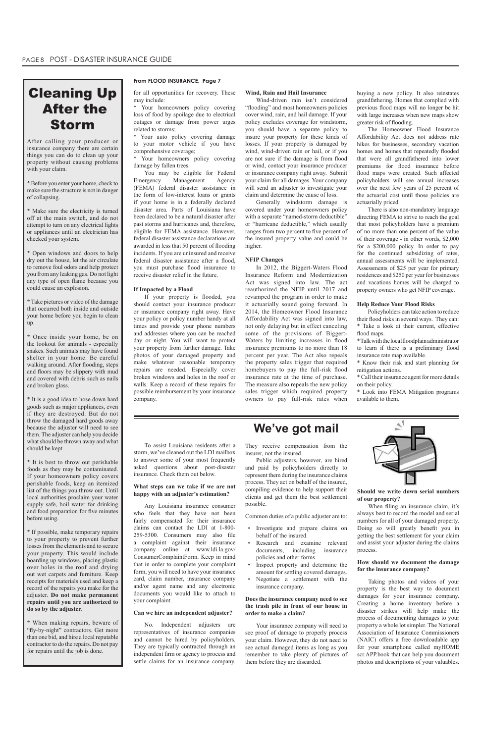# Cleaning Up After the Storm

After calling your producer or insurance company there are certain things you can do to clean up your property without causing problems with your claim.

* Before you enter your home, check to make sure the structure is not in danger of collapsing.

* Make sure the electricity is turned off at the main switch, and do not attempt to turn on any electrical lights or appliances until an electrician has checked your system.

* Open windows and doors to help dry out the house, let the air circulate to remove foul odors and help protect you from any leaking gas. Do not light any type of open flame because you could cause an explosion.

* Take pictures or video of the damage that occurred both inside and outside your home before you begin to clean up.

* Once inside your home, be on the lookout for animals - especially snakes. Such animals may have found shelter in your home. Be careful walking around. After flooding, steps and floors may be slippery with mud and covered with debris such as nails and broken glass.

* It is a good idea to hose down hard goods such as major appliances, even if they are destroyed. But do not throw the damaged hard goods away because the adjuster will need to see them. The adjuster can help you decide what should be thrown away and what should be kept.

* It is best to throw out perishable foods as they may be contaminated. If your homeowners policy covers perishable foods, keep an itemized list of the things you throw out. Until local authorities proclaim your water supply safe, boil water for drinking and food preparation for five minutes before using.

* If possible, make temporary repairs to your property to prevent further losses from the elements and to secure your property. This would include boarding up windows, placing plastic over holes in the roof and drying out wet carpets and furniture. Keep receipts for materials used and keep a record of the repairs you make for the adjuster. **Do not make permanent repairs until you are authorized to do so by the adjuster.**

* When making repairs, beware of "fly-by-night" contractors. Get more than one bid, and hire a local reputable contractor to do the repairs. Do not pay for repairs until the job is done.

**From FLOOD INSURANCE, Page 7**

for all opportunities for recovery. These may include:

* Your homeowners policy covering loss of food by spoilage due to electrical outages or damage from power urges related to storms;

* Your auto policy covering damage to your motor vehicle if you have comprehensive coverage;

* Your homeowners policy covering damage by fallen trees.

You may be eligible for Federal Emergency Management Agency (FEMA) federal disaster assistance in the form of low-interest loans or grants if your home is in a federally declared disaster area. Parts of Louisiana have been declared to be a natural disaster after past storms and hurricanes and, therefore, eligible for FEMA assistance. However, federal disaster assistance declarations are awarded in less that 50 percent of flooding incidents. If you are uninsured and receive federal disaster assistance after a flood, you must purchase flood insurance to receive disaster relief in the future.

### If Impacted by a Flood

If your property is flooded, you should contact your insurance producer or insurance company right away. Have your policy or policy number handy at all times and provide your phone numbers and addresses where you can be reached day or night. You will want to protect your property from further damage. Take photos of your damaged property and make whatever reasonable temporary repairs are needed. Especially cover broken windows and holes in the roof or walls. Keep a record of these repairs for possible reimbursement by your insurance company.

### Wind, Rain and Hail Insurance

Wind-driven rain isn't considered "flooding" and most homeowners policies cover wind, rain, and hail damage. If your policy excludes coverage for windstorm, you should have a separate policy to insure your property for these kinds of losses. If your property is damaged by wind, wind-driven rain or hail, or if you are not sure if the damage is from flood or wind, contact your insurance producer or insurance company right away. Submit your claim for all damages. Your company will send an adjuster to investigate your claim and determine the cause of loss.

Generally windstorm damage is covered under your homeowners policy with a separate "named-storm deductible" or "hurricane deductible," which usually ranges from two percent to five percent of the insured property value and could be higher.

### NFIP Changes

In 2012, the Biggert-Waters Flood Insurance Reform and Modernization Act was signed into law. The act reauthorized the NFIP until 2017 and revamped the program in order to make it actuarially sound going forward. In 2014, the Homeowner Flood Insurance Affordability Act was signed into law, not only delaying but in effect canceling some of the provisions of Biggert-Waters by limiting increases in flood insurance premiums to no more than 18 percent per year. The Act also repeals the property sales trigger that required homebuyers to pay the full-risk flood insurance rate at the time of purchase. The measure also repeals the new policy sales trigger which required property owners to pay full-risk rates when buying a new policy. It also reinstates grandfathering. Homes that complied with previous flood maps will no longer be hit with large increases when new maps show greater risk of flooding.

The Homeowner Flood Insurance Affordability Act does not address rate hikes for businesses, secondary vacation homes and homes that repeatedly flooded that were all grandfathered into lower premiums for flood insurance before flood maps were created. Such affected policyholders will see annual increases over the next few years of 25 percent of the actuarial cost until those policies are actuarially priced.

There is also non-mandatory language directing FEMA to strive to reach the goal that most policyholders have a premium of no more than one percent of the value of their coverage - in other words, $2,000 for a $200,000 policy. In order to pay for the continued subsidizing of rates, annual assessments will be implemented. Assessments of $25 per year for primary residences and $250 per year for businesses and vacations homes will be charged to property owners who get NFIP coverage.

### Help Reduce Your Flood Risks

Policyholders can take action to reduce their flood risks in several ways. They can:

* Take a look at their current, effective flood maps.

* Talk with the local floodplain administrator to learn if there is a preliminary flood insurance rate map available.

* Know their risk and start planning for mitigation actions.

* Call their insurance agent for more details on their policy.

* Look into FEMA Mitigation programs available to them.

# We've got mail

To assist Louisiana residents after a storm, we've cleaned out the LDI mailbox to answer some of your most frequently asked questions about post-disaster insurance. Check them out below.

### What steps can we take if we are not happy with an adjuster's estimation?

Any Louisiana insurance consumer who feels that they have not been fairly compensated for their insurance claims can contact the LDI at 1-800-259-5300. Consumers may also file a complaint against their insurance company online at www.ldi.la.gov/ConsumerComplaintForm. Keep in mind that in order to complete your complaint form, you will need to have your insurance card, claim number, insurance company and/or agent name and any electronic documents you would like to attach to your complaint.

### Can we hire an independent adjuster?

No. Independent adjusters are representatives of insurance companies and cannot be hired by policyholders. They are typically contracted through an independent firm or agency to process and settle claims for an insurance company. They receive compensation from the insurer, not the insured.

Public adjusters, however, are hired and paid by policyholders directly to represent them during the insurance claims process. They act on behalf of the insured, compiling evidence to help support their clients and get them the best settlement possible.

Common duties of a public adjuster are to:

- Investigate and prepare claims on behalf of the insured.
- Research and examine relevant documents, including insurance policies and other forms.
- Inspect property and determine the amount for settling covered damages.
- Negotiate a settlement with the insurance company.

### Does the insurance company need to see the trash pile in front of our house in order to make a claim?

Your insurance company will need to see proof of damage to properly process your claim. However, they do not need to see actual damaged items as long as you remember to take plenty of pictures of them before they are discarded.

### Should we write down serial numbers of our property?

When filing an insurance claim, it's always best to record the model and serial numbers for all of your damaged property. Doing so will greatly benefit you in getting the best settlement for your claim and assist your adjuster during the claims process.

### How should we document the damage for the insurance company?

Taking photos and videos of your property is the best way to document damages for your insurance company. Creating a home inventory before a disaster strikes will help make the process of documenting damages to your property a whole lot simpler. The National Association of Insurance Commissioners (NAIC) offers a free downloadable app for your smartphone called myHOME scr.APP.book that can help you document photos and descriptions of your valuables.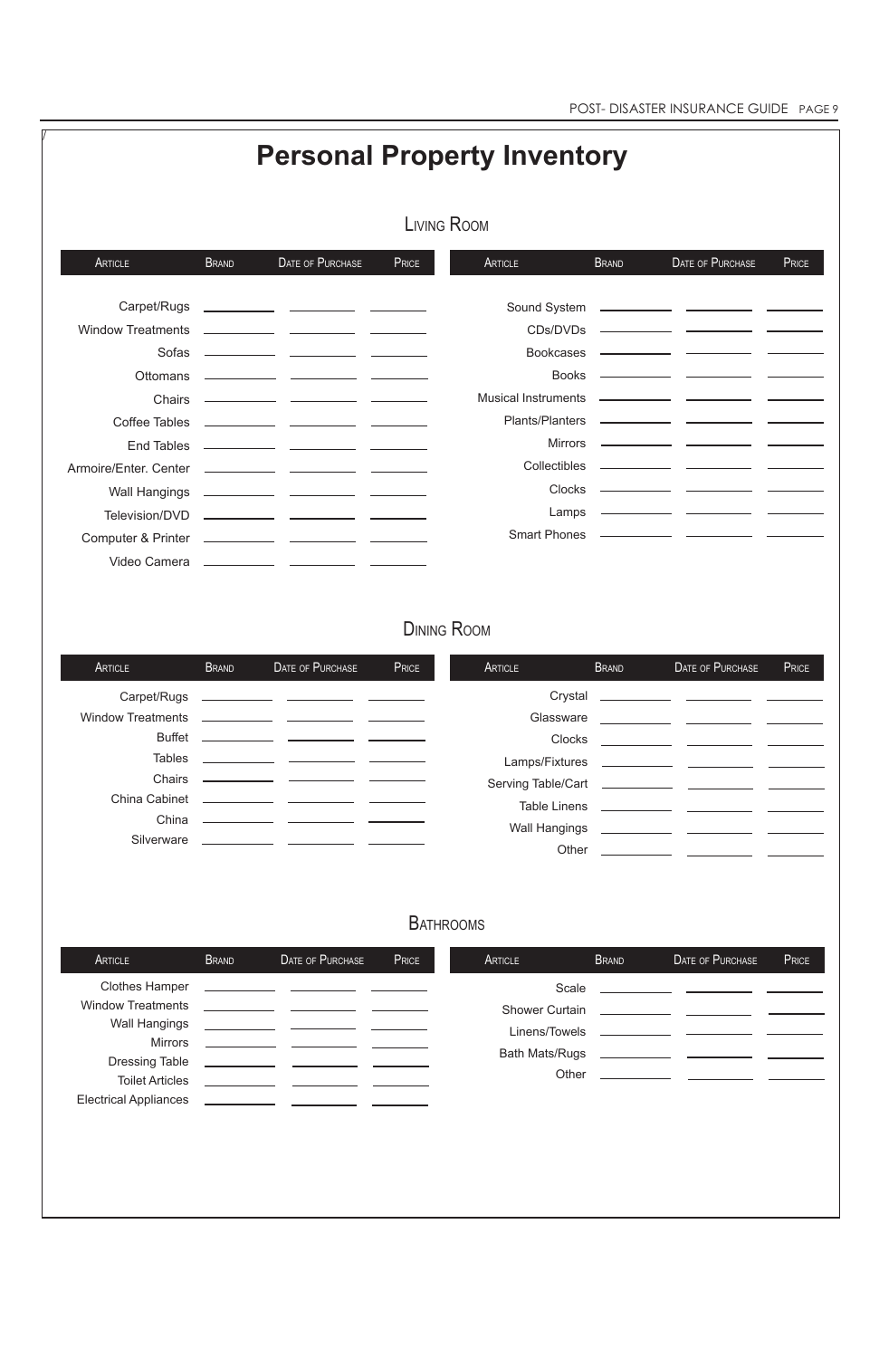# Personal Property Inventory

## Living Room

| Article | Brand | Date of Purchase | Price | Article | Brand | Date of Purchase | Price |
|---|---|---|---|---|---|---|---|
| Carpet/Rugs | | | | Sound System | | | |
| Window Treatments | | | | CDs/DVDs | | | |
| Sofas | | | | Bookcases | | | |
| Ottomans | | | | Books | | | |
| Chairs | | | | Musical Instruments | | | |
| Coffee Tables | | | | Plants/Planters | | | |
| End Tables | | | | Mirrors | | | |
| Armoire/Enter. Center | | | | Collectibles | | | |
| Wall Hangings | | | | Clocks | | | |
| Television/DVD | | | | Lamps | | | |
| Computer & Printer | | | | Smart Phones | | | |
| Video Camera | | | | | | | |

## Dining Room

| Article | Brand | Date of Purchase | Price | Article | Brand | Date of Purchase | Price |
|---|---|---|---|---|---|---|---|
| Carpet/Rugs | | | | Crystal | | | |
| Window Treatments | | | | Glassware | | | |
| Buffet | | | | Clocks | | | |
| Tables | | | | Lamps/Fixtures | | | |
| Chairs | | | | Serving Table/Cart | | | |
| China Cabinet | | | | Table Linens | | | |
| China | | | | Wall Hangings | | | |
| Silverware | | | | Other | | | |

## Bathrooms

| Article | Brand | Date of Purchase | Price | Article | Brand | Date of Purchase | Price |
|---|---|---|---|---|---|---|---|
| Clothes Hamper | | | | Scale | | | |
| Window Treatments | | | | Shower Curtain | | | |
| Wall Hangings | | | | Linens/Towels | | | |
| Mirrors | | | | Bath Mats/Rugs | | | |
| Dressing Table | | | | Other | | | |
| Toilet Articles | | | | | | | |
| Electrical Appliances | | | | | | | |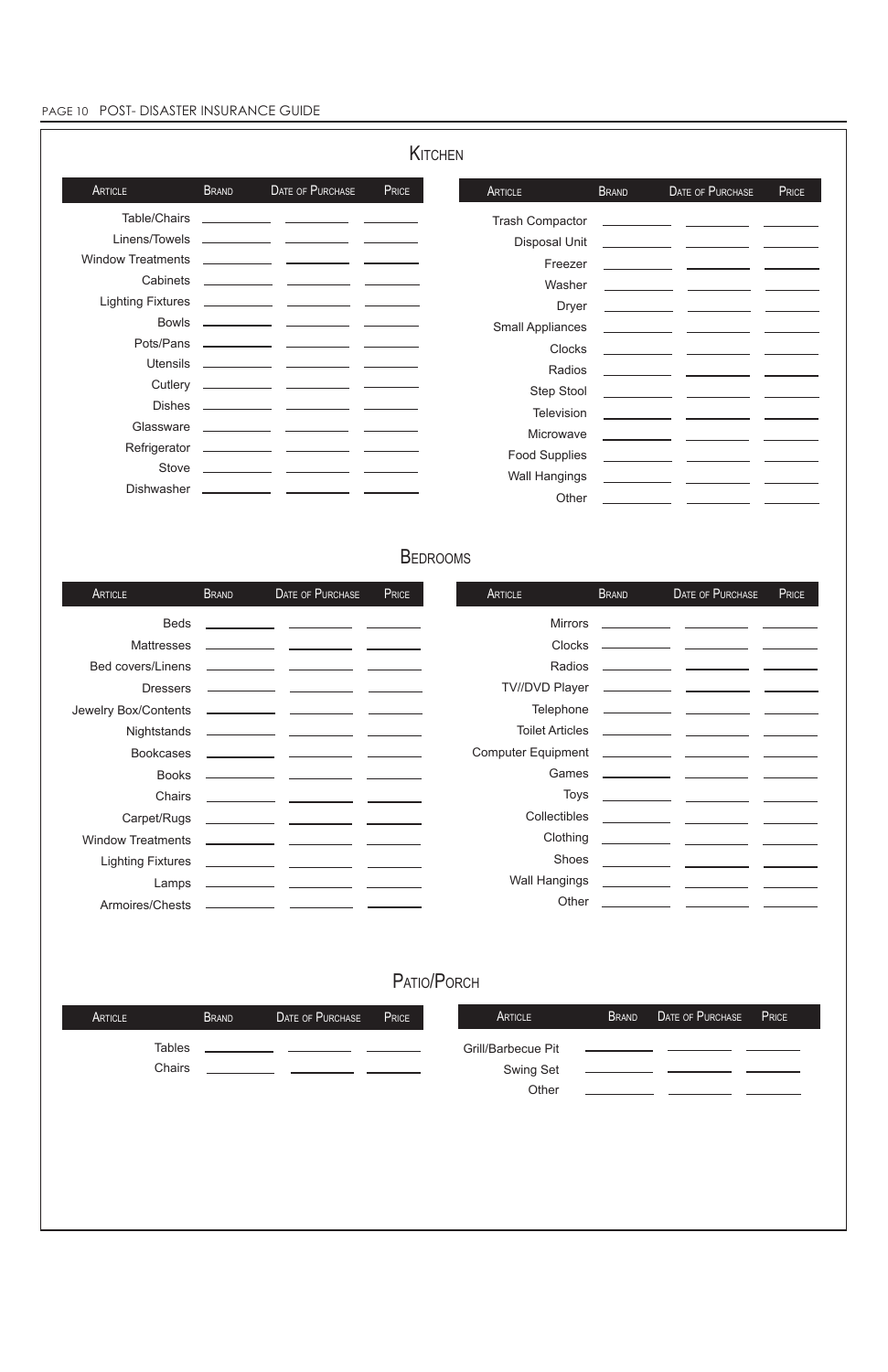## Kitchen

| Article | Brand | Date of Purchase | Price |
|---|---|---|---|
| Table/Chairs | | | |
| Linens/Towels | | | |
| Window Treatments | | | |
| Cabinets | | | |
| Lighting Fixtures | | | |
| Bowls | | | |
| Pots/Pans | | | |
| Utensils | | | |
| Cutlery | | | |
| Dishes | | | |
| Glassware | | | |
| Refrigerator | | | |
| Stove | | | |
| Dishwasher | | | |

| Article | Brand | Date of Purchase | Price |
|---|---|---|---|
| Trash Compactor | | | |
| Disposal Unit | | | |
| Freezer | | | |
| Washer | | | |
| Dryer | | | |
| Small Appliances | | | |
| Clocks | | | |
| Radios | | | |
| Step Stool | | | |
| Television | | | |
| Microwave | | | |
| Food Supplies | | | |
| Wall Hangings | | | |
| Other | | | |

## Bedrooms

| Article | Brand | Date of Purchase | Price |
|---|---|---|---|
| Beds | | | |
| Mattresses | | | |
| Bed covers/Linens | | | |
| Dressers | | | |
| Jewelry Box/Contents | | | |
| Nightstands | | | |
| Bookcases | | | |
| Books | | | |
| Chairs | | | |
| Carpet/Rugs | | | |
| Window Treatments | | | |
| Lighting Fixtures | | | |
| Lamps | | | |
| Armoires/Chests | | | |

| Article | Brand | Date of Purchase | Price |
|---|---|---|---|
| Mirrors | | | |
| Clocks | | | |
| Radios | | | |
| TV//DVD Player | | | |
| Telephone | | | |
| Toilet Articles | | | |
| Computer Equipment | | | |
| Games | | | |
| Toys | | | |
| Collectibles | | | |
| Clothing | | | |
| Shoes | | | |
| Wall Hangings | | | |
| Other | | | |

## Patio/Porch

| Article | Brand | Date of Purchase | Price |
|---|---|---|---|
| Tables | | | |
| Chairs | | | |

| Article | Brand | Date of Purchase | Price |
|---|---|---|---|
| Grill/Barbecue Pit | | | |
| Swing Set | | | |
| Other | | | |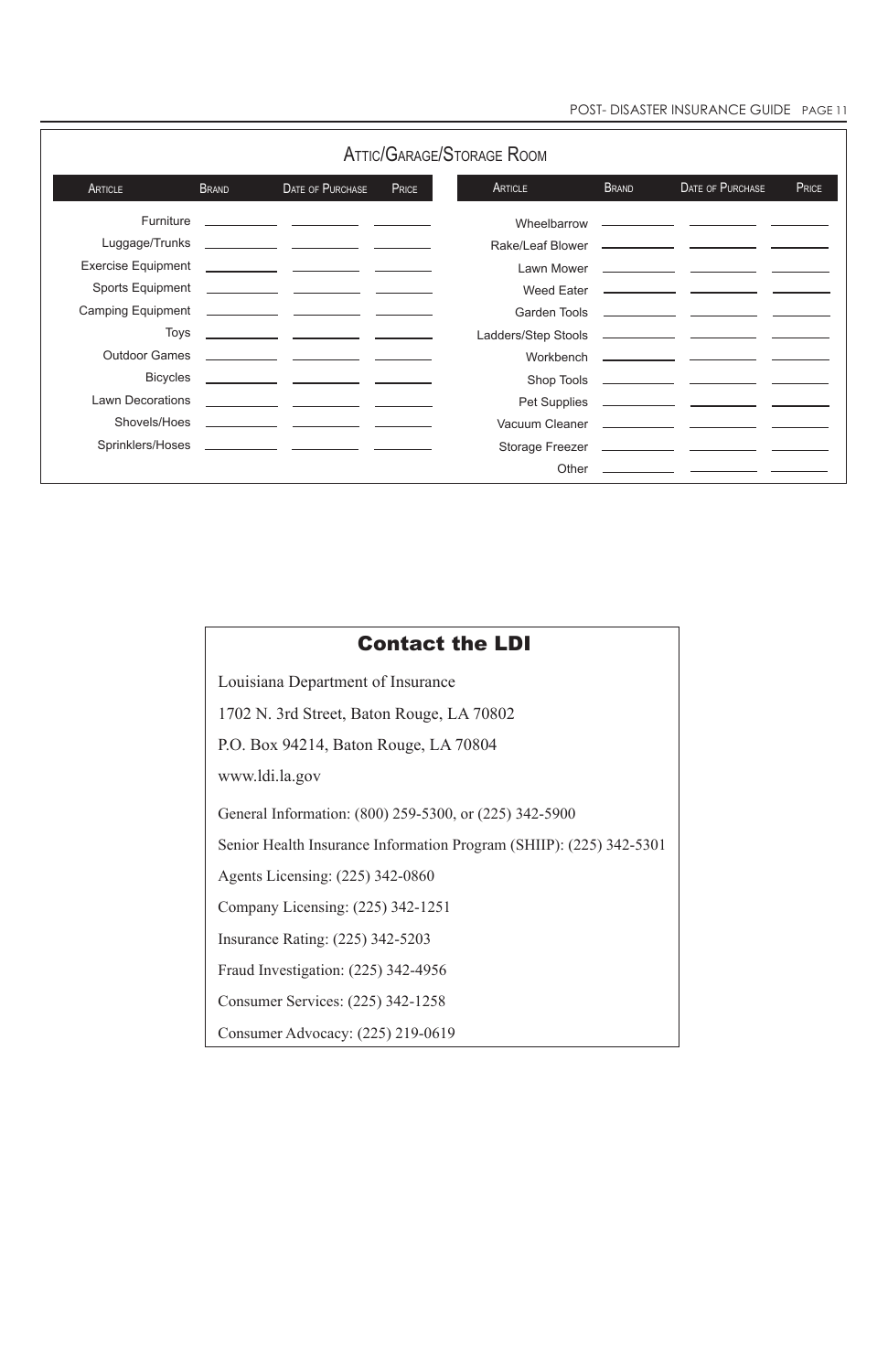## Attic/Garage/Storage Room

| Article | Brand | Date of Purchase | Price |
|---|---|---|---|
| Furniture | | | |
| Luggage/Trunks | | | |
| Exercise Equipment | | | |
| Sports Equipment | | | |
| Camping Equipment | | | |
| Toys | | | |
| Outdoor Games | | | |
| Bicycles | | | |
| Lawn Decorations | | | |
| Shovels/Hoes | | | |
| Sprinklers/Hoses | | | |
| Wheelbarrow | | | |
| Rake/Leaf Blower | | | |
| Lawn Mower | | | |
| Weed Eater | | | |
| Garden Tools | | | |
| Ladders/Step Stools | | | |
| Workbench | | | |
| Shop Tools | | | |
| Pet Supplies | | | |
| Vacuum Cleaner | | | |
| Storage Freezer | | | |
| Other | | | |

## Contact the LDI

Louisiana Department of Insurance

1702 N. 3rd Street, Baton Rouge, LA 70802

P.O. Box 94214, Baton Rouge, LA 70804

www.ldi.la.gov

General Information: (800) 259-5300, or (225) 342-5900

Senior Health Insurance Information Program (SHIIP): (225) 342-5301

Agents Licensing: (225) 342-0860

Company Licensing: (225) 342-1251

Insurance Rating: (225) 342-5203

Fraud Investigation: (225) 342-4956

Consumer Services: (225) 342-1258

Consumer Advocacy: (225) 219-0619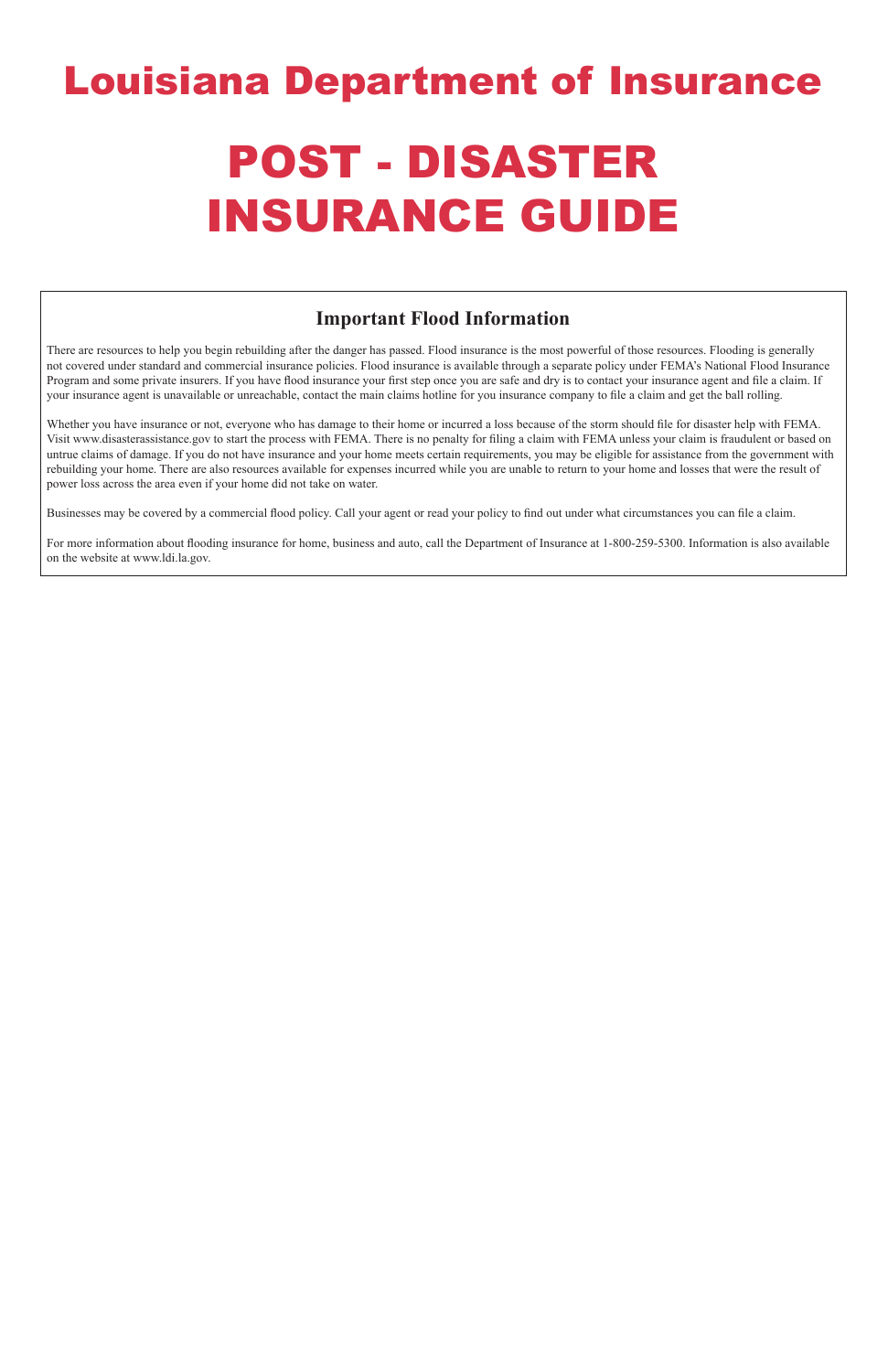# Louisiana Department of Insurance

# POST - DISASTER INSURANCE GUIDE

## Important Flood Information

There are resources to help you begin rebuilding after the danger has passed. Flood insurance is the most powerful of those resources. Flooding is generally not covered under standard and commercial insurance policies. Flood insurance is available through a separate policy under FEMA's National Flood Insurance Program and some private insurers. If you have flood insurance your first step once you are safe and dry is to contact your insurance agent and file a claim. If your insurance agent is unavailable or unreachable, contact the main claims hotline for you insurance company to file a claim and get the ball rolling.

Whether you have insurance or not, everyone who has damage to their home or incurred a loss because of the storm should file for disaster help with FEMA. Visit www.disasterassistance.gov to start the process with FEMA. There is no penalty for filing a claim with FEMA unless your claim is fraudulent or based on untrue claims of damage. If you do not have insurance and your home meets certain requirements, you may be eligible for assistance from the government with rebuilding your home. There are also resources available for expenses incurred while you are unable to return to your home and losses that were the result of power loss across the area even if your home did not take on water.

Businesses may be covered by a commercial flood policy. Call your agent or read your policy to find out under what circumstances you can file a claim.

For more information about flooding insurance for home, business and auto, call the Department of Insurance at 1-800-259-5300. Information is also available on the website at www.ldi.la.gov.